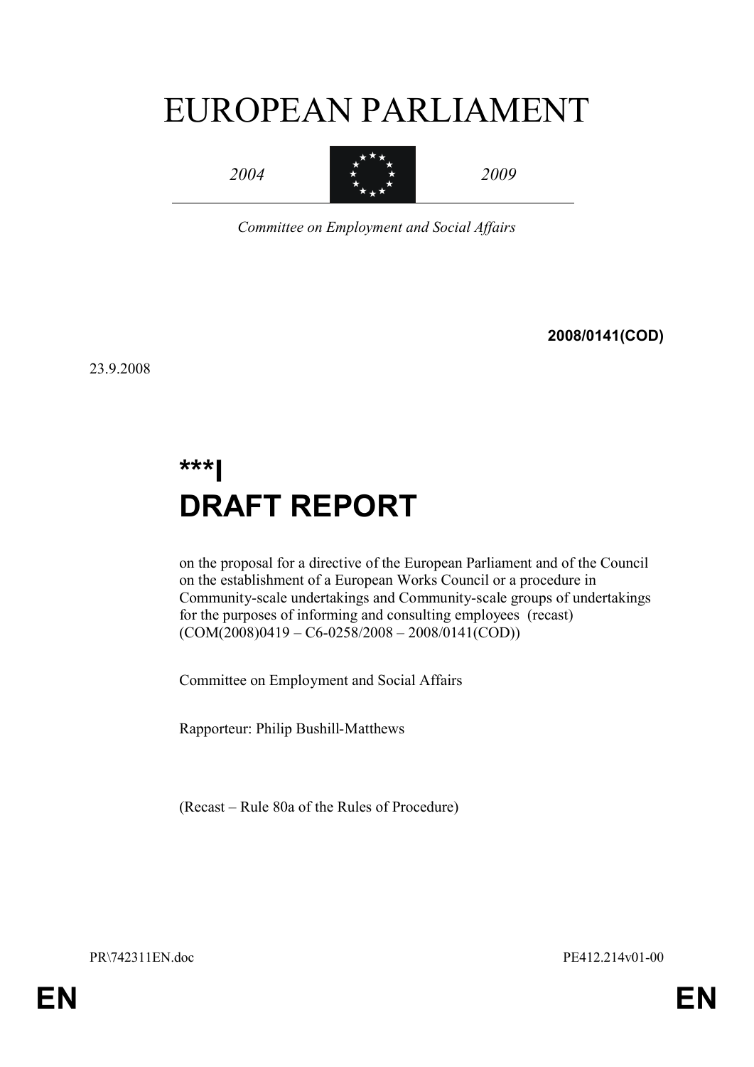# EUROPEAN PARLIAMENT

*2004* *2009*

*Committee on Employment and Social Affairs*

**2008/0141(COD)**

23.9.2008

# ***I
# DRAFT REPORT

on the proposal for a directive of the European Parliament and of the Council on the establishment of a European Works Council or a procedure in Community-scale undertakings and Community-scale groups of undertakings for the purposes of informing and consulting employees (recast) (COM(2008)0419 – C6-0258/2008 – 2008/0141(COD))

Committee on Employment and Social Affairs

Rapporteur: Philip Bushill-Matthews

(Recast – Rule 80a of the Rules of Procedure)

PR\742311EN.doc PE412.214v01-00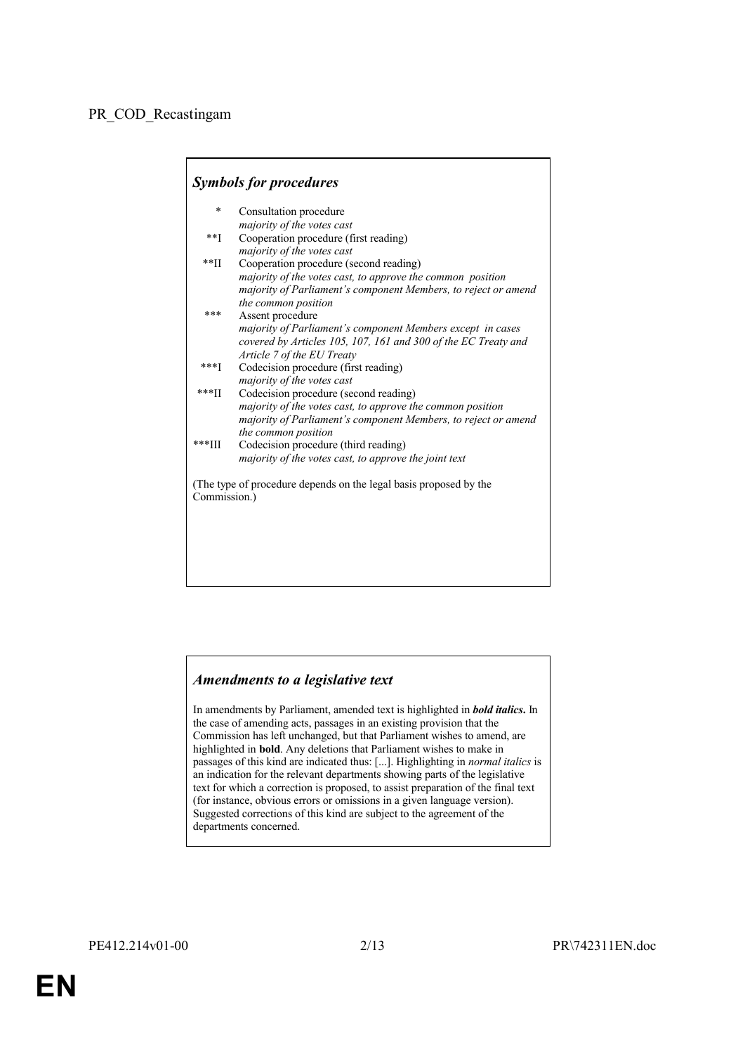PR_COD_Recastingam

### *Symbols for procedures*

| | |
|---|---|
| * | Consultation procedure<br>*majority of the votes cast* |
| **I | Cooperation procedure (first reading)<br>*majority of the votes cast* |
| **II | Cooperation procedure (second reading)<br>*majority of the votes cast, to approve the common position*<br>*majority of Parliament's component Members, to reject or amend the common position* |
| *** | Assent procedure<br>*majority of Parliament's component Members except in cases covered by Articles 105, 107, 161 and 300 of the EC Treaty and Article 7 of the EU Treaty* |
| ***I | Codecision procedure (first reading)<br>*majority of the votes cast* |
| ***II | Codecision procedure (second reading)<br>*majority of the votes cast, to approve the common position*<br>*majority of Parliament's component Members, to reject or amend the common position* |
| ***III | Codecision procedure (third reading)<br>*majority of the votes cast, to approve the joint text* |

(The type of procedure depends on the legal basis proposed by the Commission.)

### *Amendments to a legislative text*

In amendments by Parliament, amended text is highlighted in ***bold italics***. In the case of amending acts, passages in an existing provision that the Commission has left unchanged, but that Parliament wishes to amend, are highlighted in **bold**. Any deletions that Parliament wishes to make in passages of this kind are indicated thus: [...]. Highlighting in *normal italics* is an indication for the relevant departments showing parts of the legislative text for which a correction is proposed, to assist preparation of the final text (for instance, obvious errors or omissions in a given language version). Suggested corrections of this kind are subject to the agreement of the departments concerned.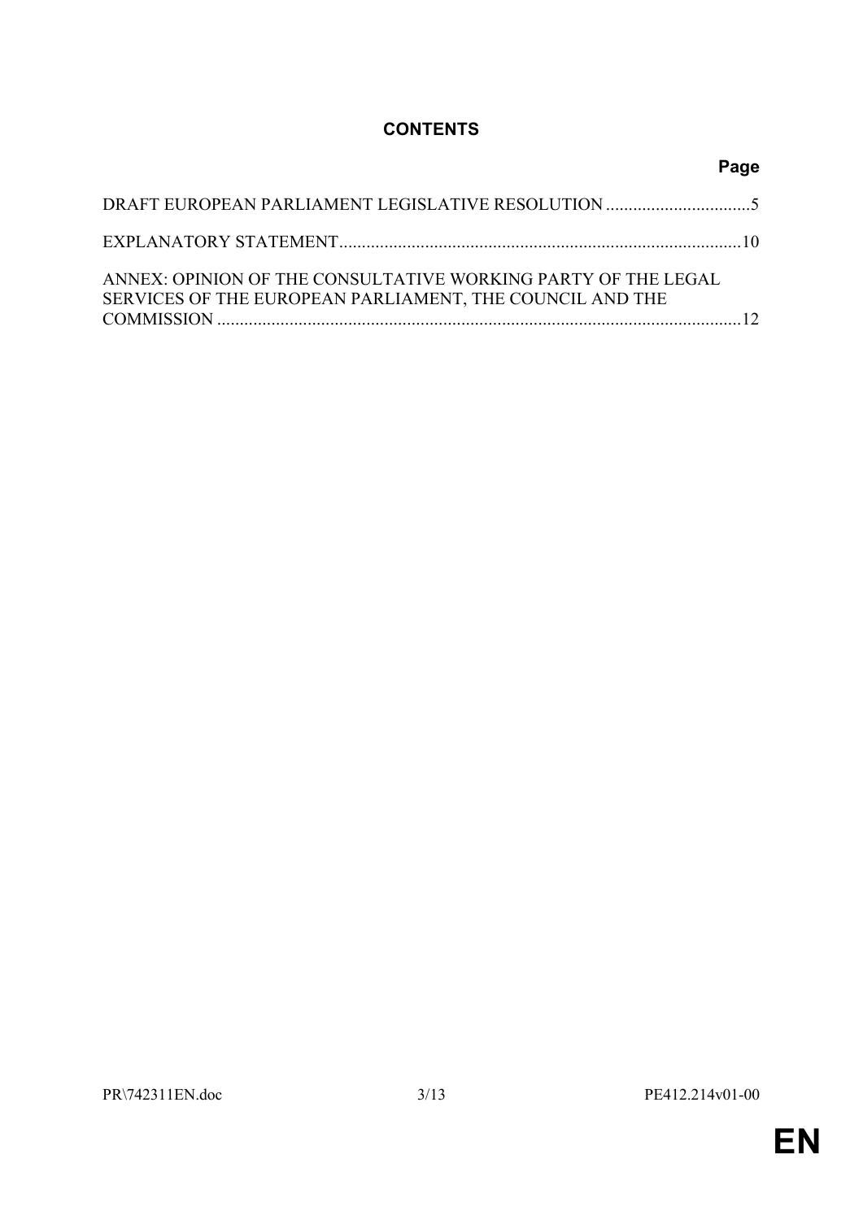# CONTENTS

**Page**

DRAFT EUROPEAN PARLIAMENT LEGISLATIVE RESOLUTION ................................5

EXPLANATORY STATEMENT.........................................................................................10

ANNEX: OPINION OF THE CONSULTATIVE WORKING PARTY OF THE LEGAL SERVICES OF THE EUROPEAN PARLIAMENT, THE COUNCIL AND THE COMMISSION ....................................................................................................................12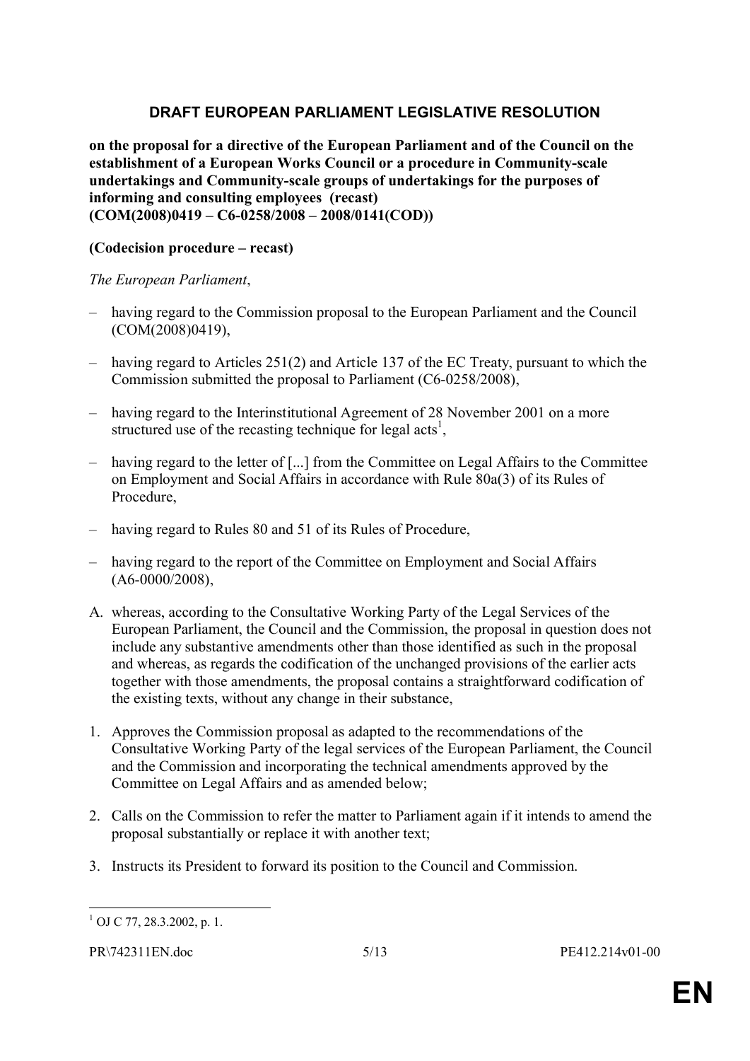# DRAFT EUROPEAN PARLIAMENT LEGISLATIVE RESOLUTION

**on the proposal for a directive of the European Parliament and of the Council on the establishment of a European Works Council or a procedure in Community-scale undertakings and Community-scale groups of undertakings for the purposes of informing and consulting employees (recast)**
**(COM(2008)0419 – C6-0258/2008 – 2008/0141(COD))**

**(Codecision procedure – recast)**

*The European Parliament*,

– having regard to the Commission proposal to the European Parliament and the Council (COM(2008)0419),

– having regard to Articles 251(2) and Article 137 of the EC Treaty, pursuant to which the Commission submitted the proposal to Parliament (C6-0258/2008),

– having regard to the Interinstitutional Agreement of 28 November 2001 on a more structured use of the recasting technique for legal acts[1],

– having regard to the letter of [...] from the Committee on Legal Affairs to the Committee on Employment and Social Affairs in accordance with Rule 80a(3) of its Rules of Procedure,

– having regard to Rules 80 and 51 of its Rules of Procedure,

– having regard to the report of the Committee on Employment and Social Affairs (A6-0000/2008),

A. whereas, according to the Consultative Working Party of the Legal Services of the European Parliament, the Council and the Commission, the proposal in question does not include any substantive amendments other than those identified as such in the proposal and whereas, as regards the codification of the unchanged provisions of the earlier acts together with those amendments, the proposal contains a straightforward codification of the existing texts, without any change in their substance,

1. Approves the Commission proposal as adapted to the recommendations of the Consultative Working Party of the legal services of the European Parliament, the Council and the Commission and incorporating the technical amendments approved by the Committee on Legal Affairs and as amended below;

2. Calls on the Commission to refer the matter to Parliament again if it intends to amend the proposal substantially or replace it with another text;

3. Instructs its President to forward its position to the Council and Commission.

---

[1] OJ C 77, 28.3.2002, p. 1.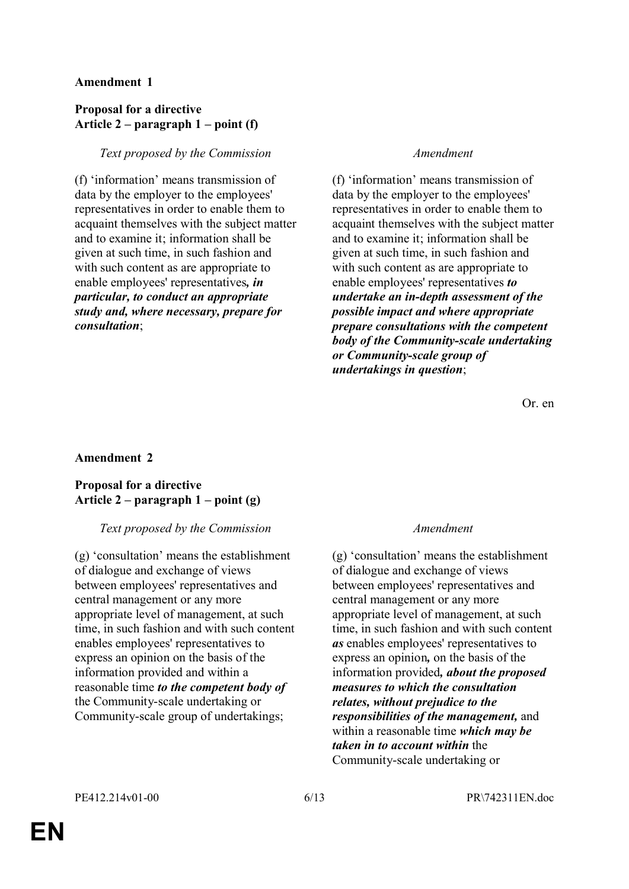**Amendment 1**

**Proposal for a directive**
**Article 2 – paragraph 1 – point (f)**

| *Text proposed by the Commission* | *Amendment* |
|---|---|
| (f) 'information' means transmission of data by the employer to the employees' representatives in order to enable them to acquaint themselves with the subject matter and to examine it; information shall be given at such time, in such fashion and with such content as are appropriate to enable employees' representatives***, in particular, to conduct an appropriate study and, where necessary, prepare for consultation***; | (f) 'information' means transmission of data by the employer to the employees' representatives in order to enable them to acquaint themselves with the subject matter and to examine it; information shall be given at such time, in such fashion and with such content as are appropriate to enable employees' representatives ***to undertake an in-depth assessment of the possible impact and where appropriate prepare consultations with the competent body of the Community-scale undertaking or Community-scale group of undertakings in question***; |

Or. en

**Amendment 2**

**Proposal for a directive**
**Article 2 – paragraph 1 – point (g)**

| *Text proposed by the Commission* | *Amendment* |
|---|---|
| (g) 'consultation' means the establishment of dialogue and exchange of views between employees' representatives and central management or any more appropriate level of management, at such time, in such fashion and with such content enables employees' representatives to express an opinion on the basis of the information provided and within a reasonable time ***to the competent body of*** the Community-scale undertaking or Community-scale group of undertakings; | (g) 'consultation' means the establishment of dialogue and exchange of views between employees' representatives and central management or any more appropriate level of management, at such time, in such fashion and with such content ***as*** enables employees' representatives to express an opinion***,*** on the basis of the information provided***, about the proposed measures to which the consultation relates, without prejudice to the responsibilities of the management,*** and within a reasonable time ***which may be taken in to account within*** the Community-scale undertaking or |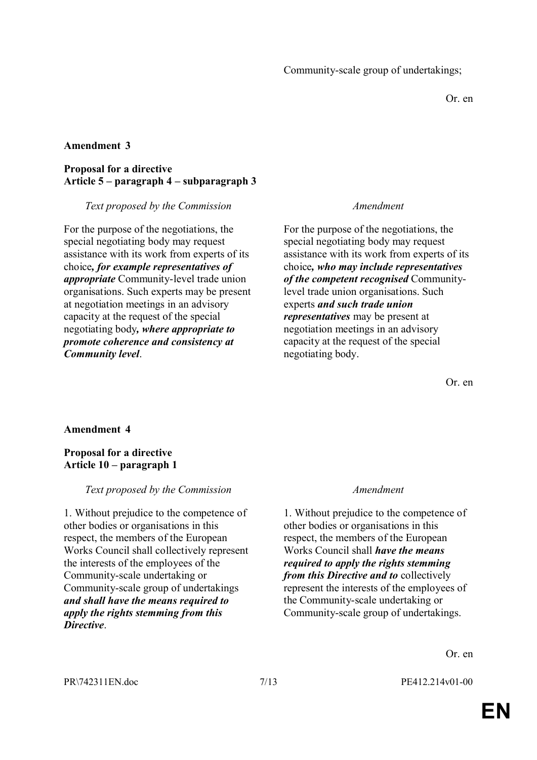| | Community-scale group of undertakings; |
|---|---|

Or. en

**Amendment 3**

**Proposal for a directive**
**Article 5 – paragraph 4 – subparagraph 3**

| *Text proposed by the Commission* | *Amendment* |
|---|---|
| For the purpose of the negotiations, the special negotiating body may request assistance with its work from experts of its choice***, for example representatives of appropriate*** Community-level trade union organisations. Such experts may be present at negotiation meetings in an advisory capacity at the request of the special negotiating body***, where appropriate to promote coherence and consistency at Community level***. | For the purpose of the negotiations, the special negotiating body may request assistance with its work from experts of its choice***, who may include representatives of the competent recognised*** Community-level trade union organisations. Such experts ***and such trade union representatives*** may be present at negotiation meetings in an advisory capacity at the request of the special negotiating body. |

Or. en

**Amendment 4**

**Proposal for a directive**
**Article 10 – paragraph 1**

| *Text proposed by the Commission* | *Amendment* |
|---|---|
| 1. Without prejudice to the competence of other bodies or organisations in this respect, the members of the European Works Council shall collectively represent the interests of the employees of the Community-scale undertaking or Community-scale group of undertakings ***and shall have the means required to apply the rights stemming from this Directive***. | 1. Without prejudice to the competence of other bodies or organisations in this respect, the members of the European Works Council shall ***have the means required to apply the rights stemming from this Directive and to*** collectively represent the interests of the employees of the Community-scale undertaking or Community-scale group of undertakings. |

Or. en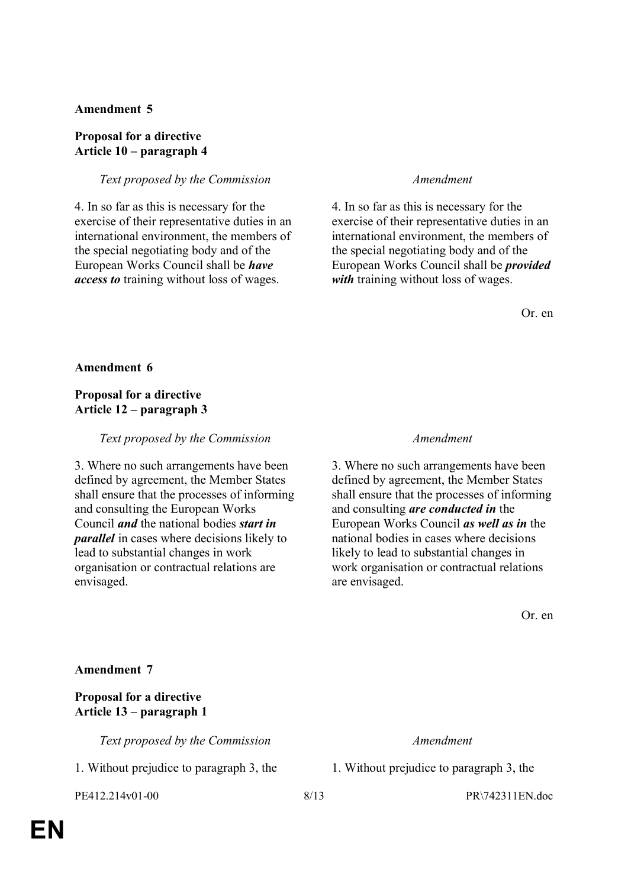**Amendment 5**

**Proposal for a directive**
**Article 10 – paragraph 4**

| *Text proposed by the Commission* | *Amendment* |
| --- | --- |
| 4. In so far as this is necessary for the exercise of their representative duties in an international environment, the members of the special negotiating body and of the European Works Council shall be ***have access to*** training without loss of wages. | 4. In so far as this is necessary for the exercise of their representative duties in an international environment, the members of the special negotiating body and of the European Works Council shall be ***provided with*** training without loss of wages. |

Or. en

**Amendment 6**

**Proposal for a directive**
**Article 12 – paragraph 3**

| *Text proposed by the Commission* | *Amendment* |
| --- | --- |
| 3. Where no such arrangements have been defined by agreement, the Member States shall ensure that the processes of informing and consulting the European Works Council ***and*** the national bodies ***start in parallel*** in cases where decisions likely to lead to substantial changes in work organisation or contractual relations are envisaged. | 3. Where no such arrangements have been defined by agreement, the Member States shall ensure that the processes of informing and consulting ***are conducted in*** the European Works Council ***as well as in*** the national bodies in cases where decisions likely to lead to substantial changes in work organisation or contractual relations are envisaged. |

Or. en

**Amendment 7**

**Proposal for a directive**
**Article 13 – paragraph 1**

| *Text proposed by the Commission* | *Amendment* |
| --- | --- |
| 1. Without prejudice to paragraph 3, the | 1. Without prejudice to paragraph 3, the |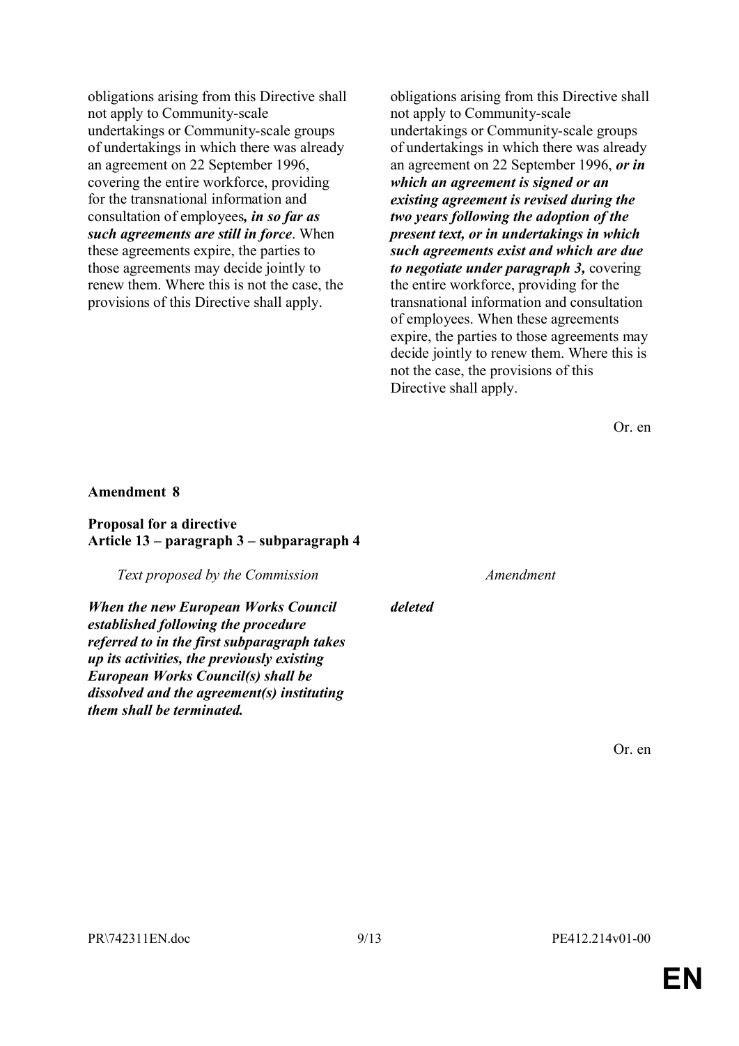| | |
|---|---|
| obligations arising from this Directive shall not apply to Community-scale undertakings or Community-scale groups of undertakings in which there was already an agreement on 22 September 1996, covering the entire workforce, providing for the transnational information and consultation of employees***, in so far as such agreements are still in force***. When these agreements expire, the parties to those agreements may decide jointly to renew them. Where this is not the case, the provisions of this Directive shall apply. | obligations arising from this Directive shall not apply to Community-scale undertakings or Community-scale groups of undertakings in which there was already an agreement on 22 September 1996, ***or in which an agreement is signed or an existing agreement is revised during the two years following the adoption of the present text, or in undertakings in which such agreements exist and which are due to negotiate under paragraph 3,*** covering the entire workforce, providing for the transnational information and consultation of employees. When these agreements expire, the parties to those agreements may decide jointly to renew them. Where this is not the case, the provisions of this Directive shall apply. |

Or. en

**Amendment 8**

**Proposal for a directive**
**Article 13 – paragraph 3 – subparagraph 4**

| *Text proposed by the Commission* | *Amendment* |
|---|---|
| ***When the new European Works Council established following the procedure referred to in the first subparagraph takes up its activities, the previously existing European Works Council(s) shall be dissolved and the agreement(s) instituting them shall be terminated.*** | ***deleted*** |

Or. en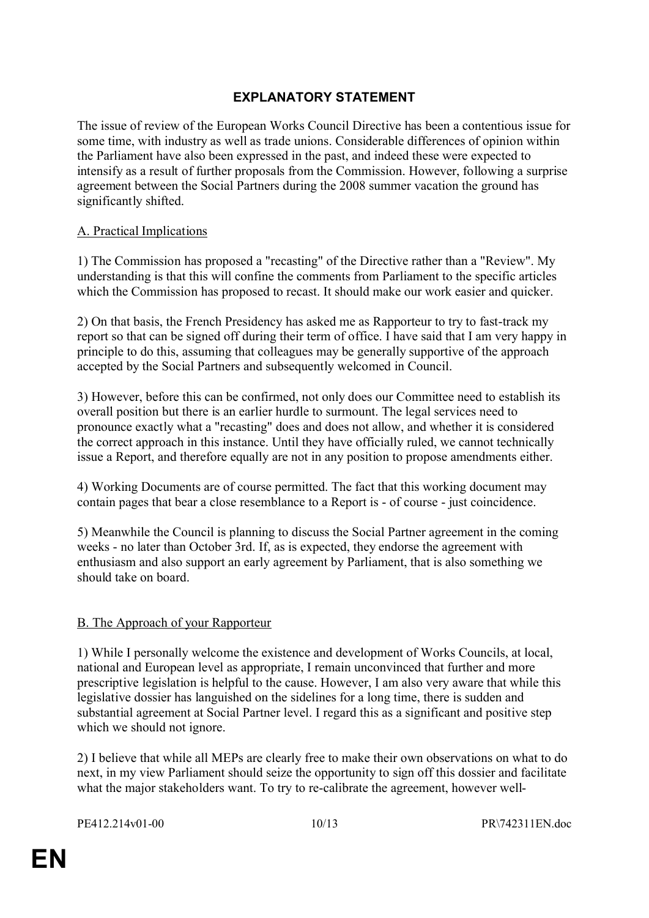# EXPLANATORY STATEMENT

The issue of review of the European Works Council Directive has been a contentious issue for some time, with industry as well as trade unions. Considerable differences of opinion within the Parliament have also been expressed in the past, and indeed these were expected to intensify as a result of further proposals from the Commission. However, following a surprise agreement between the Social Partners during the 2008 summer vacation the ground has significantly shifted.

## A. Practical Implications

1) The Commission has proposed a "recasting" of the Directive rather than a "Review". My understanding is that this will confine the comments from Parliament to the specific articles which the Commission has proposed to recast. It should make our work easier and quicker.

2) On that basis, the French Presidency has asked me as Rapporteur to try to fast-track my report so that can be signed off during their term of office. I have said that I am very happy in principle to do this, assuming that colleagues may be generally supportive of the approach accepted by the Social Partners and subsequently welcomed in Council.

3) However, before this can be confirmed, not only does our Committee need to establish its overall position but there is an earlier hurdle to surmount. The legal services need to pronounce exactly what a "recasting" does and does not allow, and whether it is considered the correct approach in this instance. Until they have officially ruled, we cannot technically issue a Report, and therefore equally are not in any position to propose amendments either.

4) Working Documents are of course permitted. The fact that this working document may contain pages that bear a close resemblance to a Report is - of course - just coincidence.

5) Meanwhile the Council is planning to discuss the Social Partner agreement in the coming weeks - no later than October 3rd. If, as is expected, they endorse the agreement with enthusiasm and also support an early agreement by Parliament, that is also something we should take on board.

## B. The Approach of your Rapporteur

1) While I personally welcome the existence and development of Works Councils, at local, national and European level as appropriate, I remain unconvinced that further and more prescriptive legislation is helpful to the cause. However, I am also very aware that while this legislative dossier has languished on the sidelines for a long time, there is sudden and substantial agreement at Social Partner level. I regard this as a significant and positive step which we should not ignore.

2) I believe that while all MEPs are clearly free to make their own observations on what to do next, in my view Parliament should seize the opportunity to sign off this dossier and facilitate what the major stakeholders want. To try to re-calibrate the agreement, however well-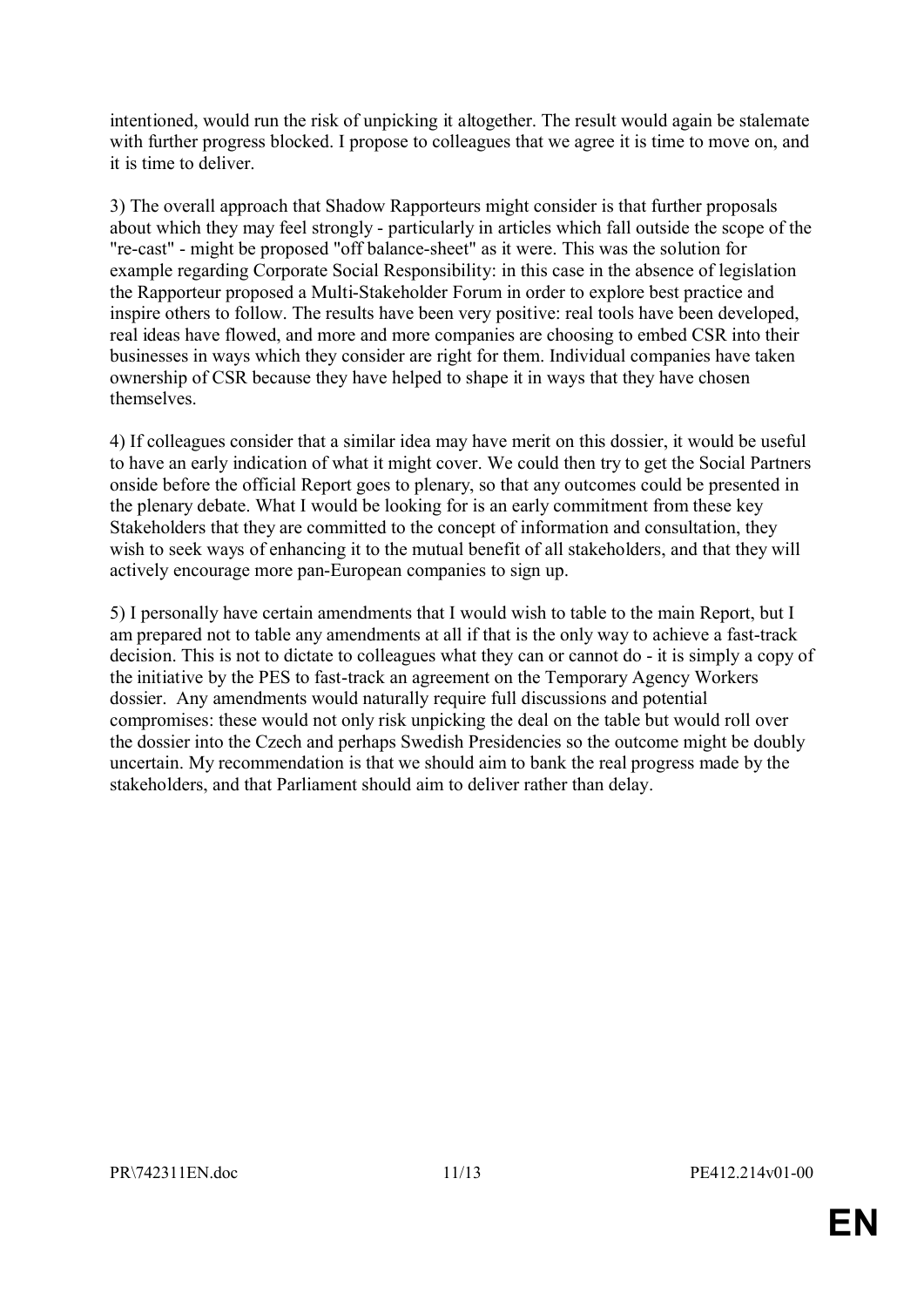intentioned, would run the risk of unpicking it altogether. The result would again be stalemate with further progress blocked. I propose to colleagues that we agree it is time to move on, and it is time to deliver.

3) The overall approach that Shadow Rapporteurs might consider is that further proposals about which they may feel strongly - particularly in articles which fall outside the scope of the "re-cast" - might be proposed "off balance-sheet" as it were. This was the solution for example regarding Corporate Social Responsibility: in this case in the absence of legislation the Rapporteur proposed a Multi-Stakeholder Forum in order to explore best practice and inspire others to follow. The results have been very positive: real tools have been developed, real ideas have flowed, and more and more companies are choosing to embed CSR into their businesses in ways which they consider are right for them. Individual companies have taken ownership of CSR because they have helped to shape it in ways that they have chosen themselves.

4) If colleagues consider that a similar idea may have merit on this dossier, it would be useful to have an early indication of what it might cover. We could then try to get the Social Partners onside before the official Report goes to plenary, so that any outcomes could be presented in the plenary debate. What I would be looking for is an early commitment from these key Stakeholders that they are committed to the concept of information and consultation, they wish to seek ways of enhancing it to the mutual benefit of all stakeholders, and that they will actively encourage more pan-European companies to sign up.

5) I personally have certain amendments that I would wish to table to the main Report, but I am prepared not to table any amendments at all if that is the only way to achieve a fast-track decision. This is not to dictate to colleagues what they can or cannot do - it is simply a copy of the initiative by the PES to fast-track an agreement on the Temporary Agency Workers dossier. Any amendments would naturally require full discussions and potential compromises: these would not only risk unpicking the deal on the table but would roll over the dossier into the Czech and perhaps Swedish Presidencies so the outcome might be doubly uncertain. My recommendation is that we should aim to bank the real progress made by the stakeholders, and that Parliament should aim to deliver rather than delay.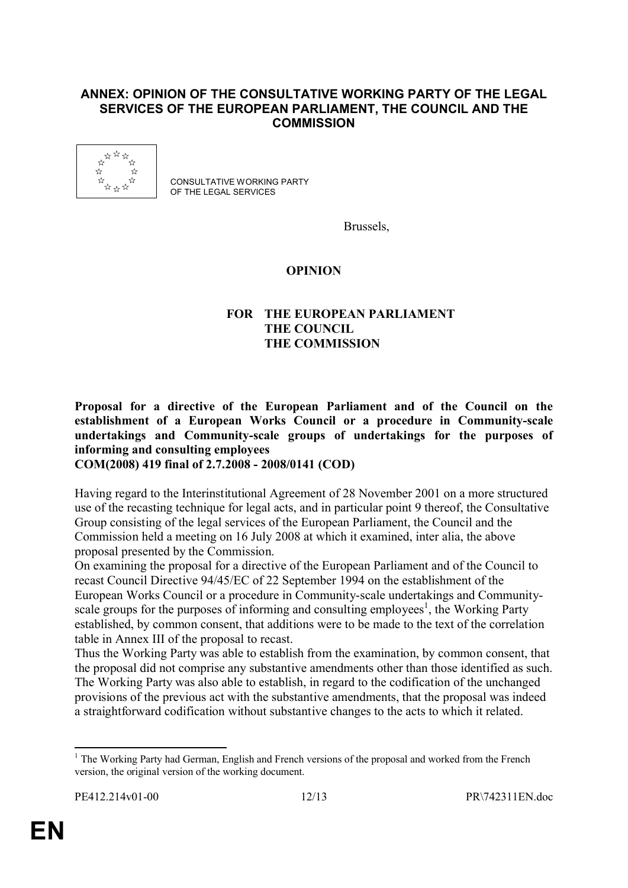## ANNEX: OPINION OF THE CONSULTATIVE WORKING PARTY OF THE LEGAL SERVICES OF THE EUROPEAN PARLIAMENT, THE COUNCIL AND THE COMMISSION

CONSULTATIVE WORKING PARTY
OF THE LEGAL SERVICES

Brussels,

**OPINION**

**FOR THE EUROPEAN PARLIAMENT**
**THE COUNCIL**
**THE COMMISSION**

**Proposal for a directive of the European Parliament and of the Council on the establishment of a European Works Council or a procedure in Community-scale undertakings and Community-scale groups of undertakings for the purposes of informing and consulting employees**
**COM(2008) 419 final of 2.7.2008 - 2008/0141 (COD)**

Having regard to the Interinstitutional Agreement of 28 November 2001 on a more structured use of the recasting technique for legal acts, and in particular point 9 thereof, the Consultative Group consisting of the legal services of the European Parliament, the Council and the Commission held a meeting on 16 July 2008 at which it examined, inter alia, the above proposal presented by the Commission.

On examining the proposal for a directive of the European Parliament and of the Council to recast Council Directive 94/45/EC of 22 September 1994 on the establishment of the European Works Council or a procedure in Community-scale undertakings and Community-scale groups for the purposes of informing and consulting employees[1], the Working Party established, by common consent, that additions were to be made to the text of the correlation table in Annex III of the proposal to recast.

Thus the Working Party was able to establish from the examination, by common consent, that the proposal did not comprise any substantive amendments other than those identified as such. The Working Party was also able to establish, in regard to the codification of the unchanged provisions of the previous act with the substantive amendments, that the proposal was indeed a straightforward codification without substantive changes to the acts to which it related.

[1] The Working Party had German, English and French versions of the proposal and worked from the French version, the original version of the working document.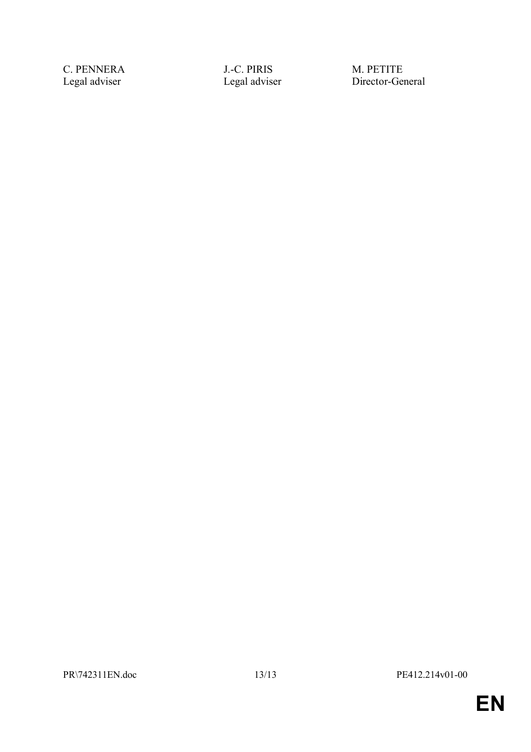| | | |
|---|---|---|
| C. PENNERA | J.-C. PIRIS | M. PETITE |
| Legal adviser | Legal adviser | Director-General |